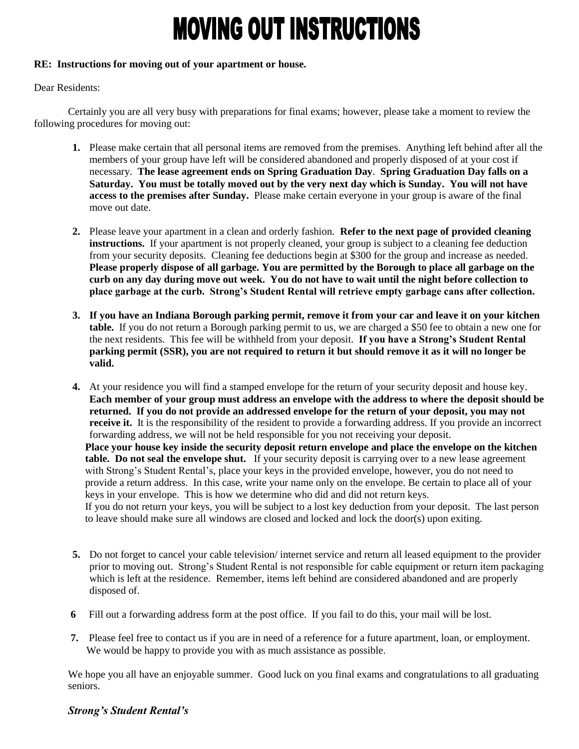# MOVING OUT INSTRUCTIONS

**RE: Instructions for moving out of your apartment or house.**

Dear Residents:

Certainly you are all very busy with preparations for final exams; however, please take a moment to review the following procedures for moving out:

1. Please make certain that all personal items are removed from the premises. Anything left behind after all the members of your group have left will be considered abandoned and properly disposed of at your cost if necessary. **The lease agreement ends on Spring Graduation Day**. **Spring Graduation Day falls on a Saturday. You must be totally moved out by the very next day which is Sunday. You will not have access to the premises after Sunday.** Please make certain everyone in your group is aware of the final move out date.

2. Please leave your apartment in a clean and orderly fashion. **Refer to the next page of provided cleaning instructions.** If your apartment is not properly cleaned, your group is subject to a cleaning fee deduction from your security deposits. Cleaning fee deductions begin at $300 for the group and increase as needed. **Please properly dispose of all garbage. You are permitted by the Borough to place all garbage on the curb on any day during move out week. You do not have to wait until the night before collection to place garbage at the curb. Strong's Student Rental will retrieve empty garbage cans after collection.**

3. **If you have an Indiana Borough parking permit, remove it from your car and leave it on your kitchen table.** If you do not return a Borough parking permit to us, we are charged a $50 fee to obtain a new one for the next residents. This fee will be withheld from your deposit. **If you have a Strong's Student Rental parking permit (SSR), you are not required to return it but should remove it as it will no longer be valid.**

4. At your residence you will find a stamped envelope for the return of your security deposit and house key. **Each member of your group must address an envelope with the address to where the deposit should be returned. If you do not provide an addressed envelope for the return of your deposit, you may not receive it.** It is the responsibility of the resident to provide a forwarding address. If you provide an incorrect forwarding address, we will not be held responsible for you not receiving your deposit.
   **Place your house key inside the security deposit return envelope and place the envelope on the kitchen table. Do not seal the envelope shut.** If your security deposit is carrying over to a new lease agreement with Strong's Student Rental's, place your keys in the provided envelope, however, you do not need to provide a return address. In this case, write your name only on the envelope. Be certain to place all of your keys in your envelope. This is how we determine who did and did not return keys.
   If you do not return your keys, you will be subject to a lost key deduction from your deposit. The last person to leave should make sure all windows are closed and locked and lock the door(s) upon exiting.

5. Do not forget to cancel your cable television/ internet service and return all leased equipment to the provider prior to moving out. Strong's Student Rental is not responsible for cable equipment or return item packaging which is left at the residence. Remember, items left behind are considered abandoned and are properly disposed of.

6. Fill out a forwarding address form at the post office. If you fail to do this, your mail will be lost.

7. Please feel free to contact us if you are in need of a reference for a future apartment, loan, or employment. We would be happy to provide you with as much assistance as possible.

We hope you all have an enjoyable summer. Good luck on you final exams and congratulations to all graduating seniors.

***Strong's Student Rental's***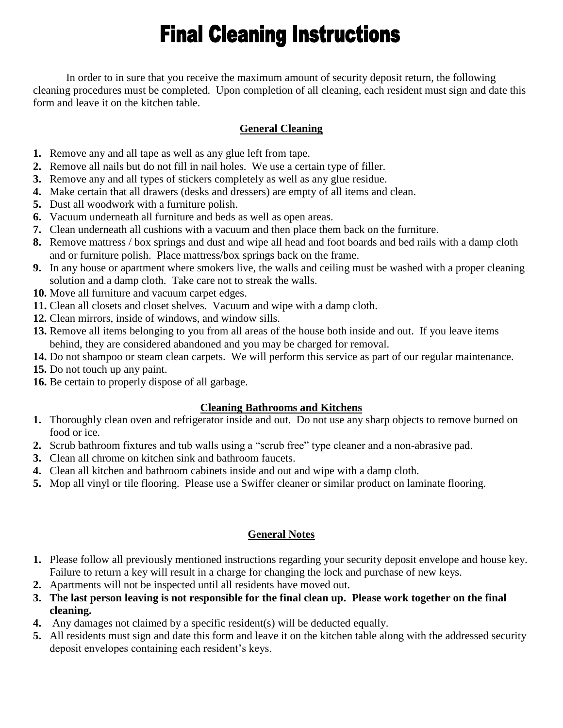# Final Cleaning Instructions

In order to in sure that you receive the maximum amount of security deposit return, the following cleaning procedures must be completed. Upon completion of all cleaning, each resident must sign and date this form and leave it on the kitchen table.

## General Cleaning

1. Remove any and all tape as well as any glue left from tape.
2. Remove all nails but do not fill in nail holes. We use a certain type of filler.
3. Remove any and all types of stickers completely as well as any glue residue.
4. Make certain that all drawers (desks and dressers) are empty of all items and clean.
5. Dust all woodwork with a furniture polish.
6. Vacuum underneath all furniture and beds as well as open areas.
7. Clean underneath all cushions with a vacuum and then place them back on the furniture.
8. Remove mattress / box springs and dust and wipe all head and foot boards and bed rails with a damp cloth and or furniture polish. Place mattress/box springs back on the frame.
9. In any house or apartment where smokers live, the walls and ceiling must be washed with a proper cleaning solution and a damp cloth. Take care not to streak the walls.
10. Move all furniture and vacuum carpet edges.
11. Clean all closets and closet shelves. Vacuum and wipe with a damp cloth.
12. Clean mirrors, inside of windows, and window sills.
13. Remove all items belonging to you from all areas of the house both inside and out. If you leave items behind, they are considered abandoned and you may be charged for removal.
14. Do not shampoo or steam clean carpets. We will perform this service as part of our regular maintenance.
15. Do not touch up any paint.
16. Be certain to properly dispose of all garbage.

## Cleaning Bathrooms and Kitchens

1. Thoroughly clean oven and refrigerator inside and out. Do not use any sharp objects to remove burned on food or ice.
2. Scrub bathroom fixtures and tub walls using a "scrub free" type cleaner and a non-abrasive pad.
3. Clean all chrome on kitchen sink and bathroom faucets.
4. Clean all kitchen and bathroom cabinets inside and out and wipe with a damp cloth.
5. Mop all vinyl or tile flooring. Please use a Swiffer cleaner or similar product on laminate flooring.

## General Notes

1. Please follow all previously mentioned instructions regarding your security deposit envelope and house key. Failure to return a key will result in a charge for changing the lock and purchase of new keys.
2. Apartments will not be inspected until all residents have moved out.
3. **The last person leaving is not responsible for the final clean up. Please work together on the final cleaning.**
4. Any damages not claimed by a specific resident(s) will be deducted equally.
5. All residents must sign and date this form and leave it on the kitchen table along with the addressed security deposit envelopes containing each resident's keys.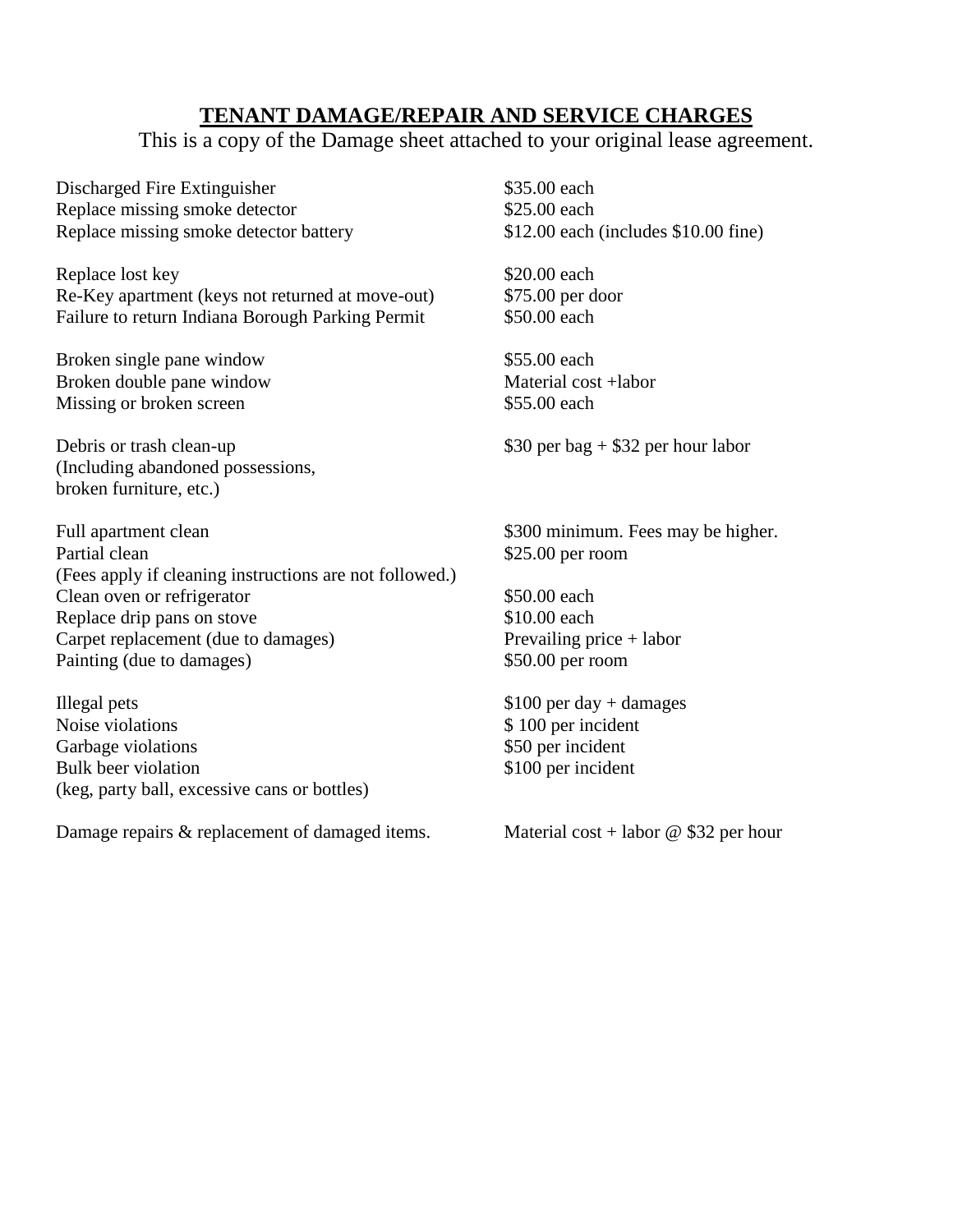## TENANT DAMAGE/REPAIR AND SERVICE CHARGES

This is a copy of the Damage sheet attached to your original lease agreement.

| | |
|---|---|
| Discharged Fire Extinguisher | $35.00 each |
| Replace missing smoke detector | $25.00 each |
| Replace missing smoke detector battery | $12.00 each (includes $10.00 fine) |
| Replace lost key | $20.00 each |
| Re-Key apartment (keys not returned at move-out) | $75.00 per door |
| Failure to return Indiana Borough Parking Permit | $50.00 each |
| Broken single pane window | $55.00 each |
| Broken double pane window | Material cost +labor |
| Missing or broken screen | $55.00 each |
| Debris or trash clean-up (Including abandoned possessions, broken furniture, etc.) | $30 per bag + $32 per hour labor |
| Full apartment clean | $300 minimum. Fees may be higher. |
| Partial clean (Fees apply if cleaning instructions are not followed.) | $25.00 per room |
| Clean oven or refrigerator | $50.00 each |
| Replace drip pans on stove | $10.00 each |
| Carpet replacement (due to damages) | Prevailing price + labor |
| Painting (due to damages) | $50.00 per room |
| Illegal pets | $100 per day + damages |
| Noise violations | $ 100 per incident |
| Garbage violations | $50 per incident |
| Bulk beer violation (keg, party ball, excessive cans or bottles) | $100 per incident |
| Damage repairs & replacement of damaged items. | Material cost + labor @ $32 per hour |